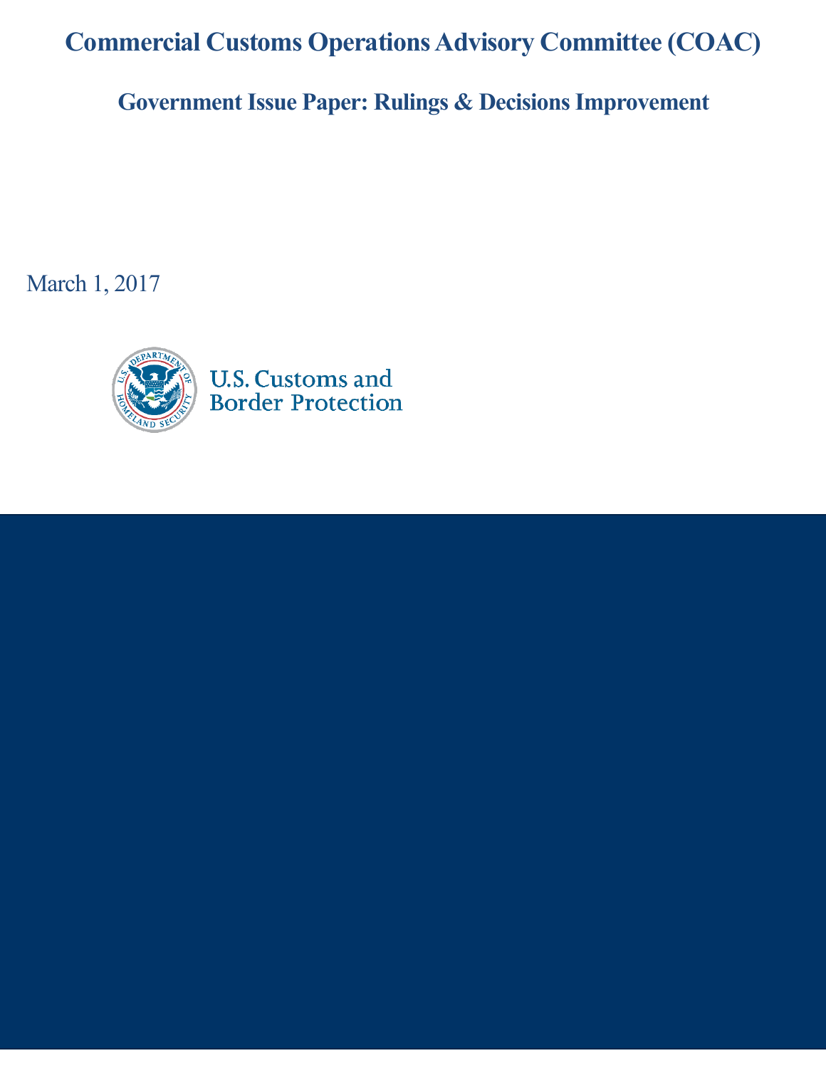# Commercial Customs Operations Advisory Committee (COAC)

## Government Issue Paper: Rulings & Decisions Improvement

March 1, 2017

U.S. Customs and Border Protection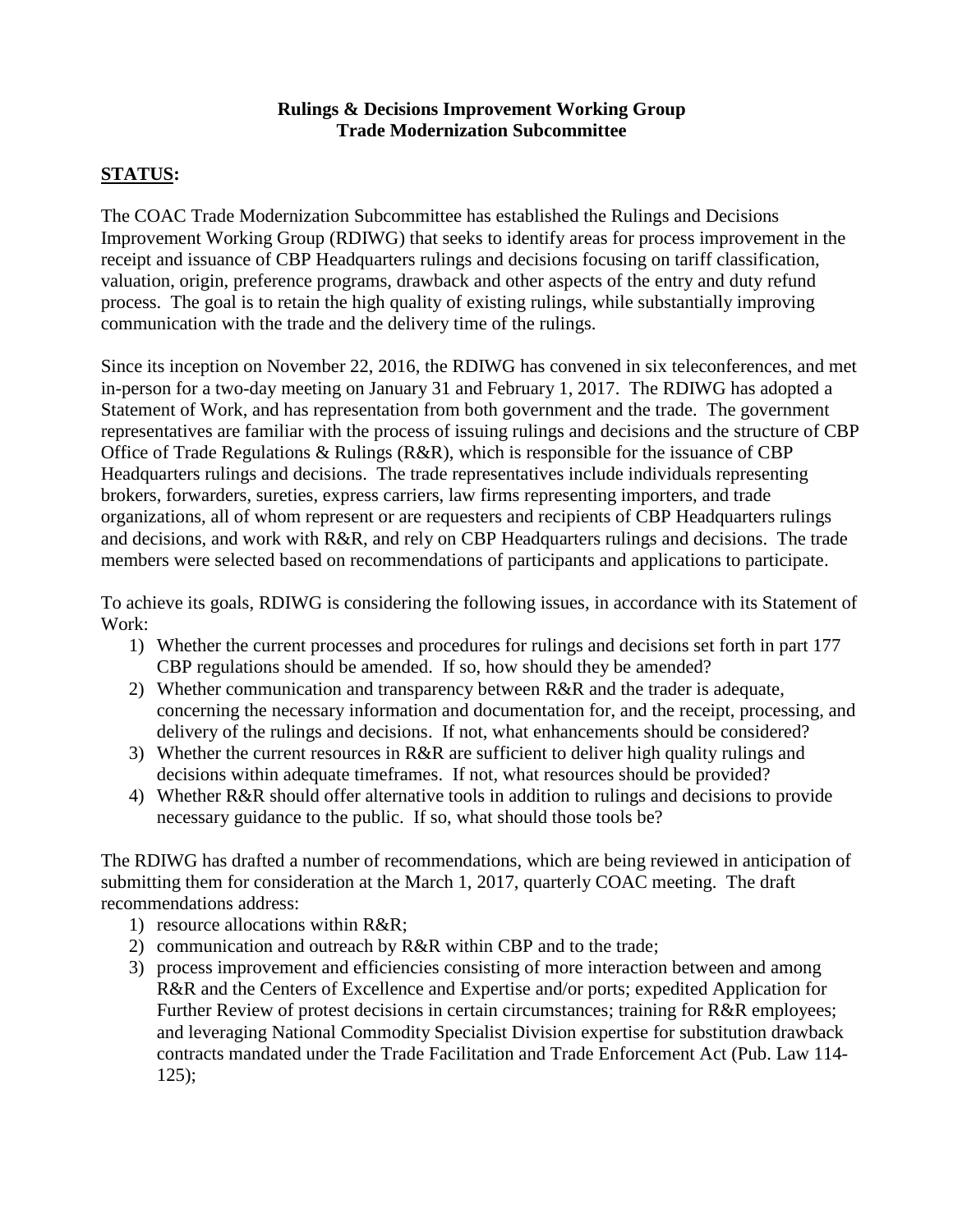**Rulings & Decisions Improvement Working Group**
**Trade Modernization Subcommittee**

## **STATUS:**

The COAC Trade Modernization Subcommittee has established the Rulings and Decisions Improvement Working Group (RDIWG) that seeks to identify areas for process improvement in the receipt and issuance of CBP Headquarters rulings and decisions focusing on tariff classification, valuation, origin, preference programs, drawback and other aspects of the entry and duty refund process. The goal is to retain the high quality of existing rulings, while substantially improving communication with the trade and the delivery time of the rulings.

Since its inception on November 22, 2016, the RDIWG has convened in six teleconferences, and met in-person for a two-day meeting on January 31 and February 1, 2017. The RDIWG has adopted a Statement of Work, and has representation from both government and the trade. The government representatives are familiar with the process of issuing rulings and decisions and the structure of CBP Office of Trade Regulations & Rulings (R&R), which is responsible for the issuance of CBP Headquarters rulings and decisions. The trade representatives include individuals representing brokers, forwarders, sureties, express carriers, law firms representing importers, and trade organizations, all of whom represent or are requesters and recipients of CBP Headquarters rulings and decisions, and work with R&R, and rely on CBP Headquarters rulings and decisions. The trade members were selected based on recommendations of participants and applications to participate.

To achieve its goals, RDIWG is considering the following issues, in accordance with its Statement of Work:

1) Whether the current processes and procedures for rulings and decisions set forth in part 177 CBP regulations should be amended. If so, how should they be amended?
2) Whether communication and transparency between R&R and the trader is adequate, concerning the necessary information and documentation for, and the receipt, processing, and delivery of the rulings and decisions. If not, what enhancements should be considered?
3) Whether the current resources in R&R are sufficient to deliver high quality rulings and decisions within adequate timeframes. If not, what resources should be provided?
4) Whether R&R should offer alternative tools in addition to rulings and decisions to provide necessary guidance to the public. If so, what should those tools be?

The RDIWG has drafted a number of recommendations, which are being reviewed in anticipation of submitting them for consideration at the March 1, 2017, quarterly COAC meeting. The draft recommendations address:

1) resource allocations within R&R;
2) communication and outreach by R&R within CBP and to the trade;
3) process improvement and efficiencies consisting of more interaction between and among R&R and the Centers of Excellence and Expertise and/or ports; expedited Application for Further Review of protest decisions in certain circumstances; training for R&R employees; and leveraging National Commodity Specialist Division expertise for substitution drawback contracts mandated under the Trade Facilitation and Trade Enforcement Act (Pub. Law 114-125);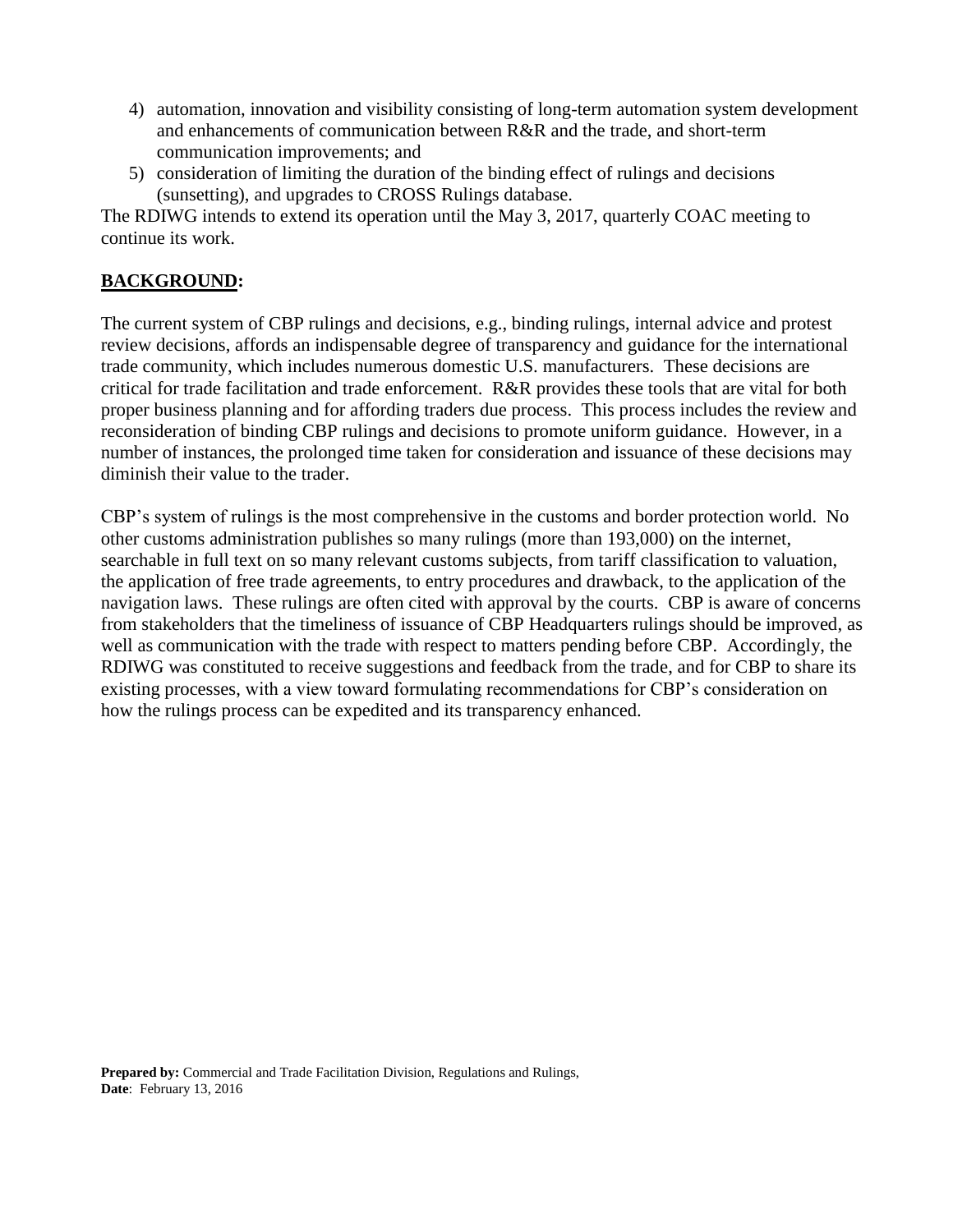4) automation, innovation and visibility consisting of long-term automation system development and enhancements of communication between R&R and the trade, and short-term communication improvements; and
5) consideration of limiting the duration of the binding effect of rulings and decisions (sunsetting), and upgrades to CROSS Rulings database.

The RDIWG intends to extend its operation until the May 3, 2017, quarterly COAC meeting to continue its work.

## BACKGROUND:

The current system of CBP rulings and decisions, e.g., binding rulings, internal advice and protest review decisions, affords an indispensable degree of transparency and guidance for the international trade community, which includes numerous domestic U.S. manufacturers. These decisions are critical for trade facilitation and trade enforcement. R&R provides these tools that are vital for both proper business planning and for affording traders due process. This process includes the review and reconsideration of binding CBP rulings and decisions to promote uniform guidance. However, in a number of instances, the prolonged time taken for consideration and issuance of these decisions may diminish their value to the trader.

CBP's system of rulings is the most comprehensive in the customs and border protection world. No other customs administration publishes so many rulings (more than 193,000) on the internet, searchable in full text on so many relevant customs subjects, from tariff classification to valuation, the application of free trade agreements, to entry procedures and drawback, to the application of the navigation laws. These rulings are often cited with approval by the courts. CBP is aware of concerns from stakeholders that the timeliness of issuance of CBP Headquarters rulings should be improved, as well as communication with the trade with respect to matters pending before CBP. Accordingly, the RDIWG was constituted to receive suggestions and feedback from the trade, and for CBP to share its existing processes, with a view toward formulating recommendations for CBP's consideration on how the rulings process can be expedited and its transparency enhanced.

**Prepared by:** Commercial and Trade Facilitation Division, Regulations and Rulings,
**Date**: February 13, 2016